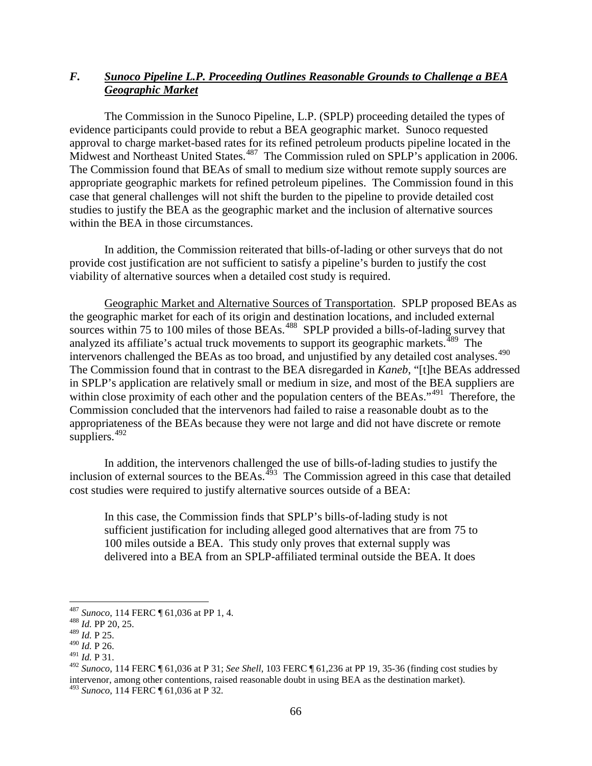### *F. Sunoco Pipeline L.P. Proceeding Outlines Reasonable Grounds to Challenge a BEA Geographic Market*

The Commission in the Sunoco Pipeline, L.P. (SPLP) proceeding detailed the types of evidence participants could provide to rebut a BEA geographic market. Sunoco requested approval to charge market-based rates for its refined petroleum products pipeline located in the Midwest and Northeast United States.[487] The Commission ruled on SPLP's application in 2006. The Commission found that BEAs of small to medium size without remote supply sources are appropriate geographic markets for refined petroleum pipelines. The Commission found in this case that general challenges will not shift the burden to the pipeline to provide detailed cost studies to justify the BEA as the geographic market and the inclusion of alternative sources within the BEA in those circumstances.

In addition, the Commission reiterated that bills-of-lading or other surveys that do not provide cost justification are not sufficient to satisfy a pipeline's burden to justify the cost viability of alternative sources when a detailed cost study is required.

<u>Geographic Market and Alternative Sources of Transportation</u>. SPLP proposed BEAs as the geographic market for each of its origin and destination locations, and included external sources within 75 to 100 miles of those BEAs.[488] SPLP provided a bills-of-lading survey that analyzed its affiliate's actual truck movements to support its geographic markets.[489] The intervenors challenged the BEAs as too broad, and unjustified by any detailed cost analyses.[490] The Commission found that in contrast to the BEA disregarded in *Kaneb*, "[t]he BEAs addressed in SPLP's application are relatively small or medium in size, and most of the BEA suppliers are within close proximity of each other and the population centers of the BEAs."[491] Therefore, the Commission concluded that the intervenors had failed to raise a reasonable doubt as to the appropriateness of the BEAs because they were not large and did not have discrete or remote suppliers.[492]

In addition, the intervenors challenged the use of bills-of-lading studies to justify the inclusion of external sources to the BEAs.[493] The Commission agreed in this case that detailed cost studies were required to justify alternative sources outside of a BEA:

> In this case, the Commission finds that SPLP's bills-of-lading study is not sufficient justification for including alleged good alternatives that are from 75 to 100 miles outside a BEA. This study only proves that external supply was delivered into a BEA from an SPLP-affiliated terminal outside the BEA. It does

---

[487] *Sunoco*, 114 FERC ¶ 61,036 at PP 1, 4.
[488] *Id.* PP 20, 25.
[489] *Id.* P 25.
[490] *Id.* P 26.
[491] *Id.* P 31.
[492] *Sunoco*, 114 FERC ¶ 61,036 at P 31; *See Shell*, 103 FERC ¶ 61,236 at PP 19, 35-36 (finding cost studies by intervenor, among other contentions, raised reasonable doubt in using BEA as the destination market).
[493] *Sunoco*, 114 FERC ¶ 61,036 at P 32.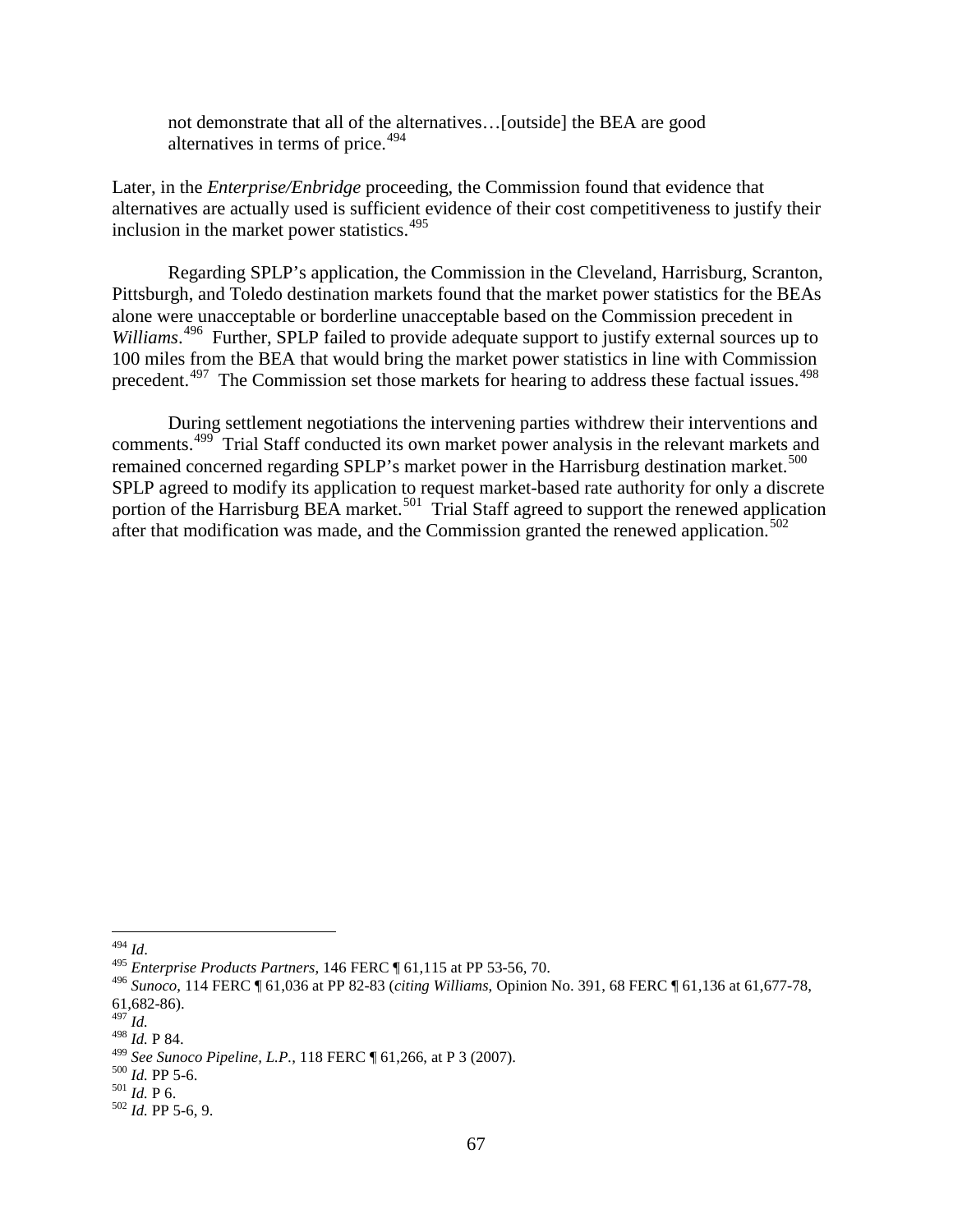not demonstrate that all of the alternatives…[outside] the BEA are good alternatives in terms of price.[494]

Later, in the *Enterprise/Enbridge* proceeding, the Commission found that evidence that alternatives are actually used is sufficient evidence of their cost competitiveness to justify their inclusion in the market power statistics.[495]

Regarding SPLP's application, the Commission in the Cleveland, Harrisburg, Scranton, Pittsburgh, and Toledo destination markets found that the market power statistics for the BEAs alone were unacceptable or borderline unacceptable based on the Commission precedent in *Williams*.[496] Further, SPLP failed to provide adequate support to justify external sources up to 100 miles from the BEA that would bring the market power statistics in line with Commission precedent.[497] The Commission set those markets for hearing to address these factual issues.[498]

During settlement negotiations the intervening parties withdrew their interventions and comments.[499] Trial Staff conducted its own market power analysis in the relevant markets and remained concerned regarding SPLP's market power in the Harrisburg destination market.[500] SPLP agreed to modify its application to request market-based rate authority for only a discrete portion of the Harrisburg BEA market.[501] Trial Staff agreed to support the renewed application after that modification was made, and the Commission granted the renewed application.[502]

---

[494] *Id*.

[495] *Enterprise Products Partners*, 146 FERC ¶ 61,115 at PP 53-56, 70.

[496] *Sunoco*, 114 FERC ¶ 61,036 at PP 82-83 (*citing Williams*, Opinion No. 391, 68 FERC ¶ 61,136 at 61,677-78, 61,682-86).

[497] *Id.*

[498] *Id.* P 84.

[499] *See Sunoco Pipeline, L.P.*, 118 FERC ¶ 61,266, at P 3 (2007).

[500] *Id.* PP 5-6.

[501] *Id.* P 6.

[502] *Id.* PP 5-6, 9.